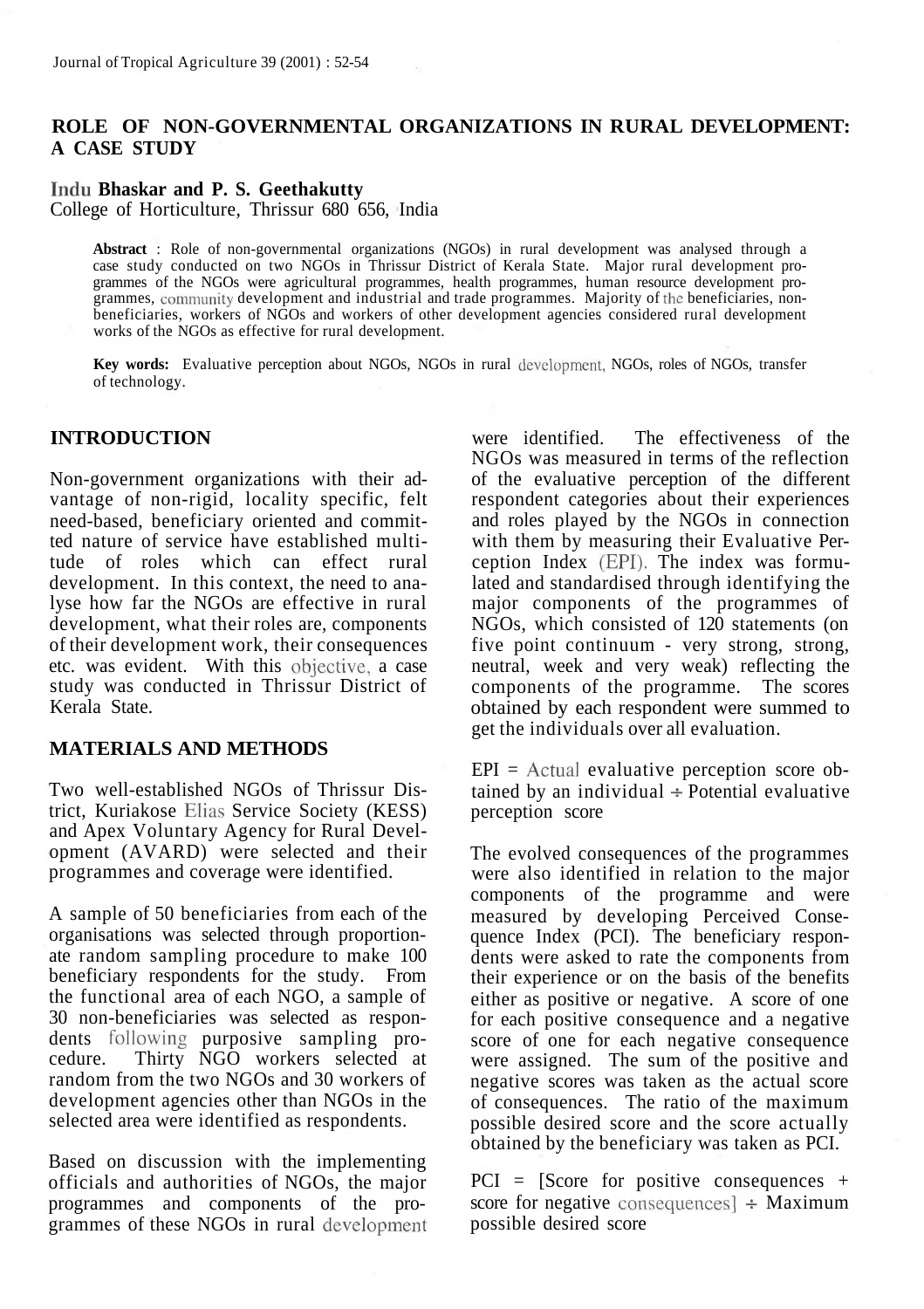# ROLE OF NON-GOVERNMENTAL ORGANIZATIONS IN RURAL DEVELOPMENT: A CASE STUDY

**Indu Bhaskar and P. S. Geethakutty**
College of Horticulture, Thrissur 680 656, India

**Abstract** : Role of non-governmental organizations (NGOs) in rural development was analysed through a case study conducted on two NGOs in Thrissur District of Kerala State. Major rural development programmes of the NGOs were agricultural programmes, health programmes, human resource development programmes, community development and industrial and trade programmes. Majority of the beneficiaries, non-beneficiaries, workers of NGOs and workers of other development agencies considered rural development works of the NGOs as effective for rural development.

**Key words:** Evaluative perception about NGOs, NGOs in rural development, NGOs, roles of NGOs, transfer of technology.

## INTRODUCTION

Non-government organizations with their advantage of non-rigid, locality specific, felt need-based, beneficiary oriented and committed nature of service have established multitude of roles which can effect rural development. In this context, the need to analyse how far the NGOs are effective in rural development, what their roles are, components of their development work, their consequences etc. was evident. With this objective, a case study was conducted in Thrissur District of Kerala State.

## MATERIALS AND METHODS

Two well-established NGOs of Thrissur District, Kuriakose Elias Service Society (KESS) and Apex Voluntary Agency for Rural Development (AVARD) were selected and their programmes and coverage were identified.

A sample of 50 beneficiaries from each of the organisations was selected through proportionate random sampling procedure to make 100 beneficiary respondents for the study. From the functional area of each NGO, a sample of 30 non-beneficiaries was selected as respondents following purposive sampling procedure. Thirty NGO workers selected at random from the two NGOs and 30 workers of development agencies other than NGOs in the selected area were identified as respondents.

Based on discussion with the implementing officials and authorities of NGOs, the major programmes and components of the programmes of these NGOs in rural development were identified. The effectiveness of the NGOs was measured in terms of the reflection of the evaluative perception of the different respondent categories about their experiences and roles played by the NGOs in connection with them by measuring their Evaluative Perception Index (EPI). The index was formulated and standardised through identifying the major components of the programmes of NGOs, which consisted of 120 statements (on five point continuum - very strong, strong, neutral, week and very weak) reflecting the components of the programme. The scores obtained by each respondent were summed to get the individuals over all evaluation.

EPI = Actual evaluative perception score obtained by an individual $\div$ Potential evaluative perception score

The evolved consequences of the programmes were also identified in relation to the major components of the programme and were measured by developing Perceived Consequence Index (PCI). The beneficiary respondents were asked to rate the components from their experience or on the basis of the benefits either as positive or negative. A score of one for each positive consequence and a negative score of one for each negative consequence were assigned. The sum of the positive and negative scores was taken as the actual score of consequences. The ratio of the maximum possible desired score and the score actually obtained by the beneficiary was taken as PCI.

PCI = [Score for positive consequences + score for negative consequences] $\div$ Maximum possible desired score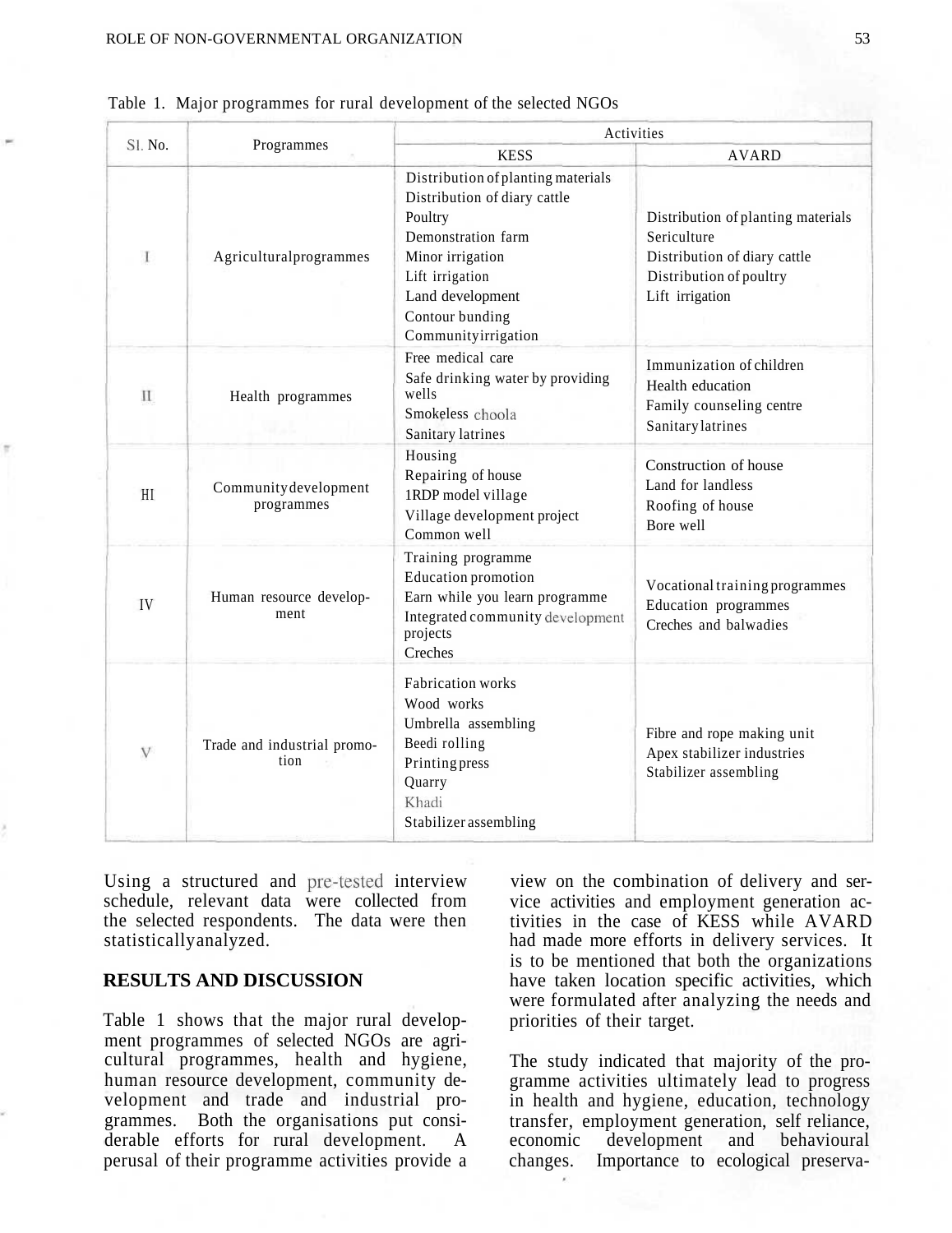Table 1. Major programmes for rural development of the selected NGOs

| Sl. No. | Programmes | Activities | |
|---|---|---|---|
| | | KESS | AVARD |
| I | Agricultural programmes | Distribution of planting materials<br>Distribution of diary cattle<br>Poultry<br>Demonstration farm<br>Minor irrigation<br>Lift irrigation<br>Land development<br>Contour bunding<br>Community irrigation | Distribution of planting materials<br>Sericulture<br>Distribution of diary cattle<br>Distribution of poultry<br>Lift irrigation |
| II | Health programmes | Free medical care<br>Safe drinking water by providing wells<br>Smokeless choola<br>Sanitary latrines | Immunization of children<br>Health education<br>Family counseling centre<br>Sanitary latrines |
| III | Community development programmes | Housing<br>Repairing of house<br>IRDP model village<br>Village development project<br>Common well | Construction of house<br>Land for landless<br>Roofing of house<br>Bore well |
| IV | Human resource development | Training programme<br>Education promotion<br>Earn while you learn programme<br>Integrated community development projects<br>Creches | Vocational training programmes<br>Education programmes<br>Creches and balwadies |
| V | Trade and industrial promotion | Fabrication works<br>Wood works<br>Umbrella assembling<br>Beedi rolling<br>Printing press<br>Quarry<br>Khadi<br>Stabilizer assembling | Fibre and rope making unit<br>Apex stabilizer industries<br>Stabilizer assembling |

Using a structured and pre-tested interview schedule, relevant data were collected from the selected respondents. The data were then statistically analyzed.

## RESULTS AND DISCUSSION

Table 1 shows that the major rural development programmes of selected NGOs are agricultural programmes, health and hygiene, human resource development, community development and trade and industrial programmes. Both the organisations put considerable efforts for rural development. A perusal of their programme activities provide a view on the combination of delivery and service activities and employment generation activities in the case of KESS while AVARD had made more efforts in delivery services. It is to be mentioned that both the organizations have taken location specific activities, which were formulated after analyzing the needs and priorities of their target.

The study indicated that majority of the programme activities ultimately lead to progress in health and hygiene, education, technology transfer, employment generation, self reliance, economic development and behavioural changes. Importance to ecological preserva-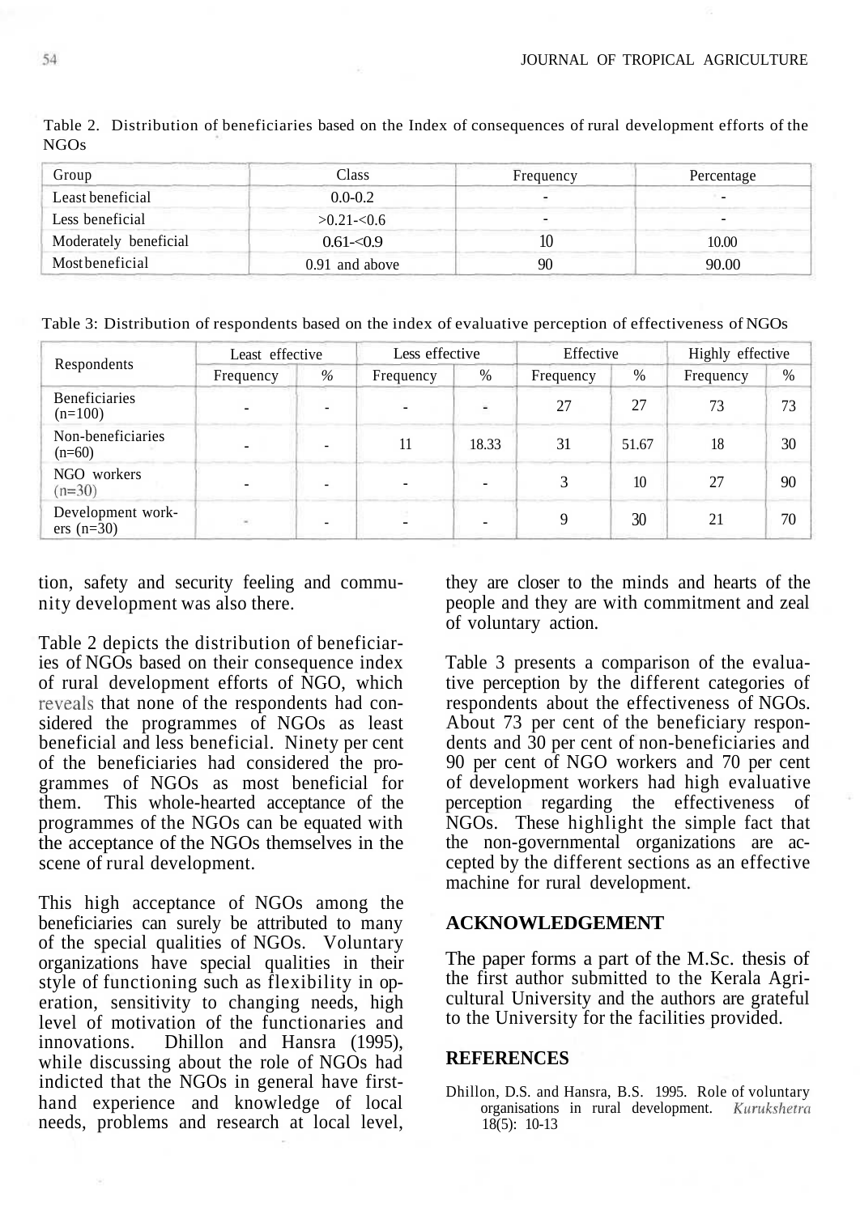Table 2. Distribution of beneficiaries based on the Index of consequences of rural development efforts of the NGOs

| Group | Class | Frequency | Percentage |
|---|---|---|---|
| Least beneficial | 0.0-0.2 | - | - |
| Less beneficial | >0.21-<0.6 | - | - |
| Moderately beneficial | 0.61-<0.9 | 10 | 10.00 |
| Most beneficial | 0.91 and above | 90 | 90.00 |

Table 3: Distribution of respondents based on the index of evaluative perception of effectiveness of NGOs

| Respondents | Least effective | | Less effective | | Effective | | Highly effective | |
|---|---|---|---|---|---|---|---|---|
| | Frequency | % | Frequency | % | Frequency | % | Frequency | % |
| Beneficiaries (n=100) | - | - | - | - | 27 | 27 | 73 | 73 |
| Non-beneficiaries (n=60) | - | - | 11 | 18.33 | 31 | 51.67 | 18 | 30 |
| NGO workers (n=30) | - | - | - | - | 3 | 10 | 27 | 90 |
| Development workers (n=30) | - | - | - | - | 9 | 30 | 21 | 70 |

tion, safety and security feeling and community development was also there.

Table 2 depicts the distribution of beneficiaries of NGOs based on their consequence index of rural development efforts of NGO, which reveals that none of the respondents had considered the programmes of NGOs as least beneficial and less beneficial. Ninety per cent of the beneficiaries had considered the programmes of NGOs as most beneficial for them. This whole-hearted acceptance of the programmes of the NGOs can be equated with the acceptance of the NGOs themselves in the scene of rural development.

This high acceptance of NGOs among the beneficiaries can surely be attributed to many of the special qualities of NGOs. Voluntary organizations have special qualities in their style of functioning such as flexibility in operation, sensitivity to changing needs, high level of motivation of the functionaries and innovations. Dhillon and Hansra (1995), while discussing about the role of NGOs had indicted that the NGOs in general have first-hand experience and knowledge of local needs, problems and research at local level, they are closer to the minds and hearts of the people and they are with commitment and zeal of voluntary action.

Table 3 presents a comparison of the evaluative perception by the different categories of respondents about the effectiveness of NGOs. About 73 per cent of the beneficiary respondents and 30 per cent of non-beneficiaries and 90 per cent of NGO workers and 70 per cent of development workers had high evaluative perception regarding the effectiveness of NGOs. These highlight the simple fact that the non-governmental organizations are accepted by the different sections as an effective machine for rural development.

## ACKNOWLEDGEMENT

The paper forms a part of the M.Sc. thesis of the first author submitted to the Kerala Agricultural University and the authors are grateful to the University for the facilities provided.

## REFERENCES

Dhillon, D.S. and Hansra, B.S. 1995. Role of voluntary organisations in rural development. *Kurukshetra* 18(5): 10-13